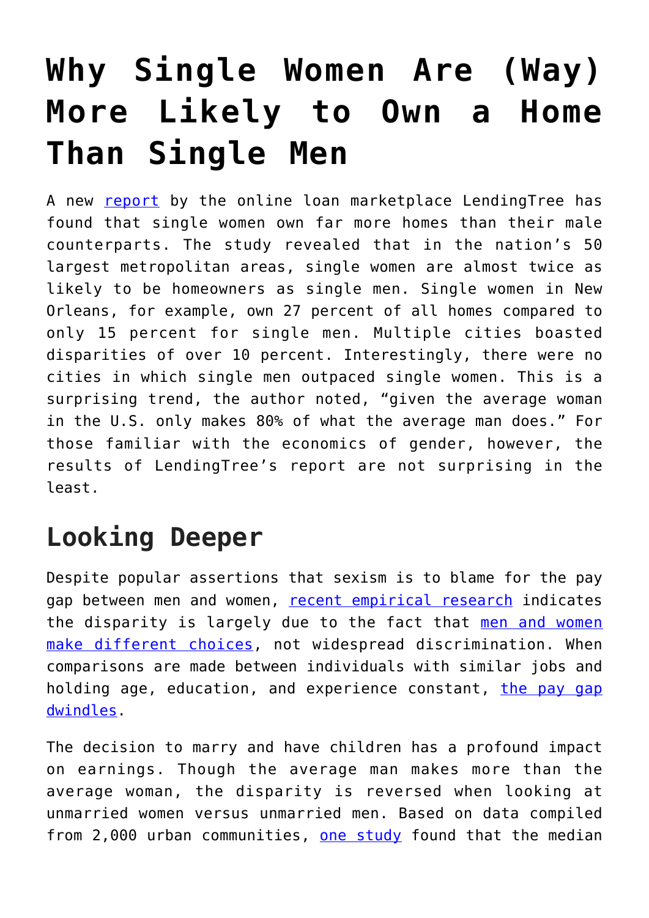# Why Single Women Are (Way) More Likely to Own a Home Than Single Men

A new report by the online loan marketplace LendingTree has found that single women own far more homes than their male counterparts. The study revealed that in the nation's 50 largest metropolitan areas, single women are almost twice as likely to be homeowners as single men. Single women in New Orleans, for example, own 27 percent of all homes compared to only 15 percent for single men. Multiple cities boasted disparities of over 10 percent. Interestingly, there were no cities in which single men outpaced single women. This is a surprising trend, the author noted, "given the average woman in the U.S. only makes 80% of what the average man does." For those familiar with the economics of gender, however, the results of LendingTree's report are not surprising in the least.

## Looking Deeper

Despite popular assertions that sexism is to blame for the pay gap between men and women, recent empirical research indicates the disparity is largely due to the fact that men and women make different choices, not widespread discrimination. When comparisons are made between individuals with similar jobs and holding age, education, and experience constant, the pay gap dwindles.

The decision to marry and have children has a profound impact on earnings. Though the average man makes more than the average woman, the disparity is reversed when looking at unmarried women versus unmarried men. Based on data compiled from 2,000 urban communities, one study found that the median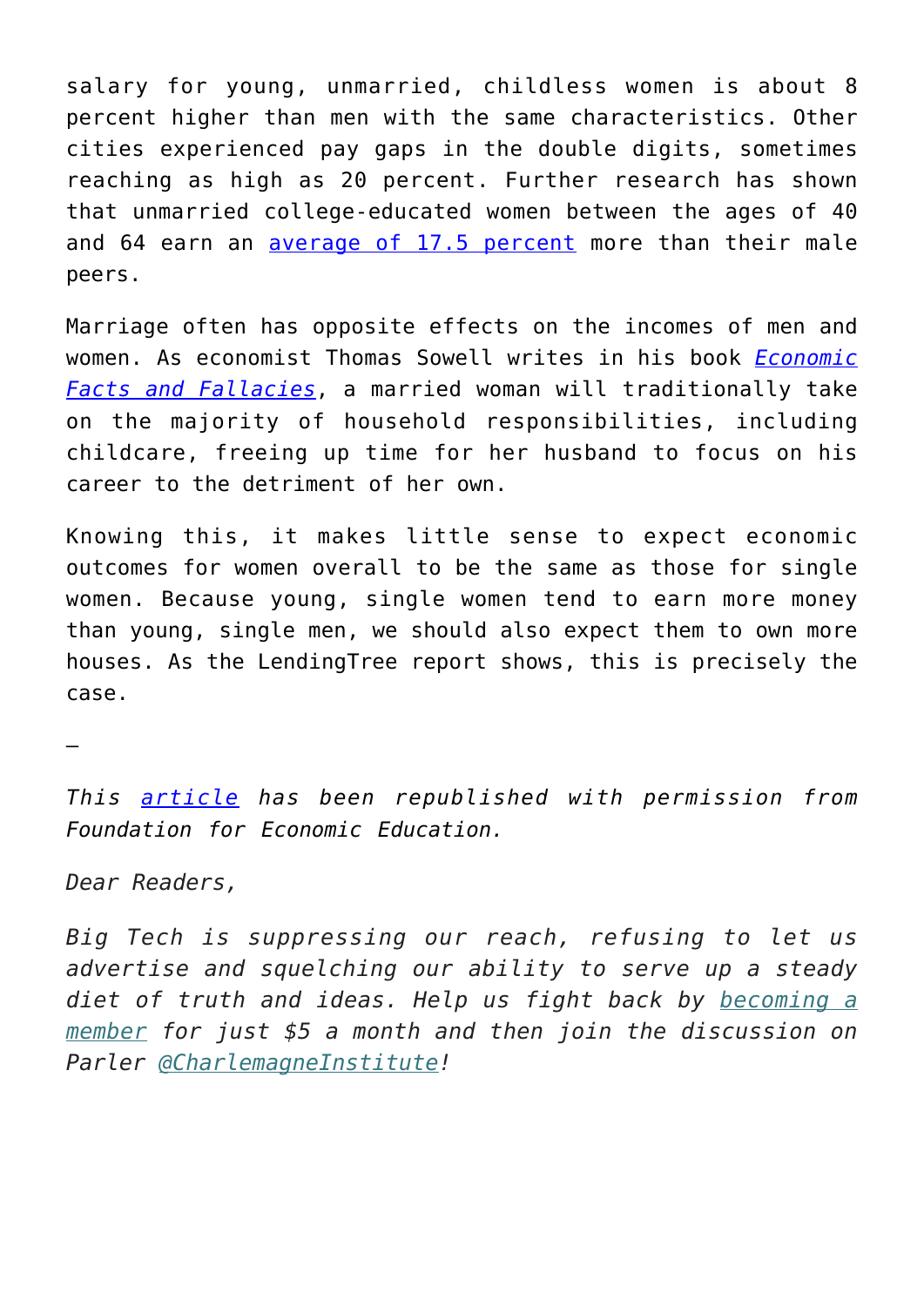salary for young, unmarried, childless women is about 8 percent higher than men with the same characteristics. Other cities experienced pay gaps in the double digits, sometimes reaching as high as 20 percent. Further research has shown that unmarried college-educated women between the ages of 40 and 64 earn an average of 17.5 percent more than their male peers.

Marriage often has opposite effects on the incomes of men and women. As economist Thomas Sowell writes in his book *Economic Facts and Fallacies*, a married woman will traditionally take on the majority of household responsibilities, including childcare, freeing up time for her husband to focus on his career to the detriment of her own.

Knowing this, it makes little sense to expect economic outcomes for women overall to be the same as those for single women. Because young, single women tend to earn more money than young, single men, we should also expect them to own more houses. As the LendingTree report shows, this is precisely the case.

—

*This article has been republished with permission from Foundation for Economic Education.*

*Dear Readers,*

*Big Tech is suppressing our reach, refusing to let us advertise and squelching our ability to serve up a steady diet of truth and ideas. Help us fight back by becoming a member for just $5 a month and then join the discussion on Parler @CharlemagneInstitute!*